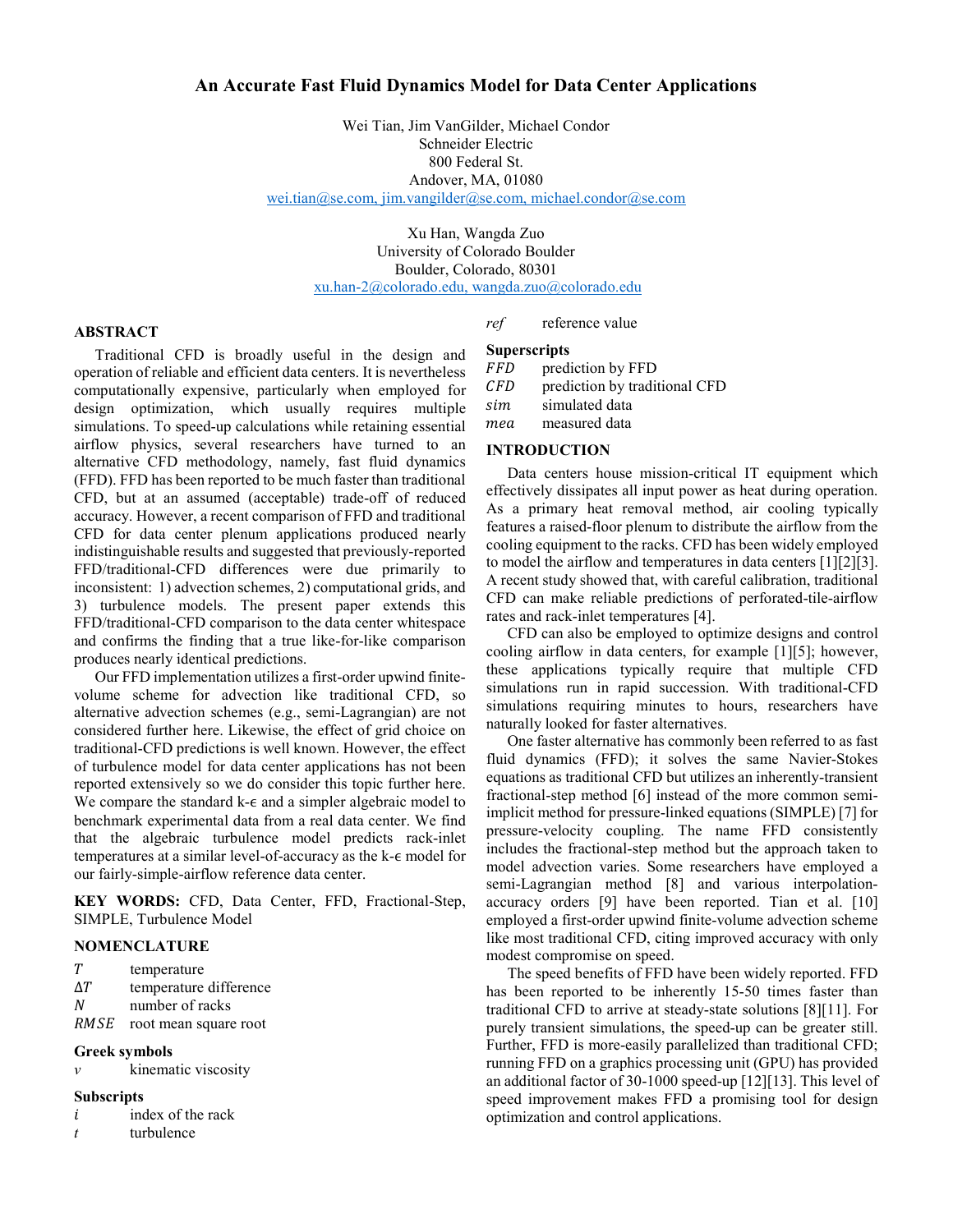# An Accurate Fast Fluid Dynamics Model for Data Center Applications

Wei Tian, Jim VanGilder, Michael Condor
Schneider Electric
800 Federal St.
Andover, MA, 01080
wei.tian@se.com, jim.vangilder@se.com, michael.condor@se.com

Xu Han, Wangda Zuo
University of Colorado Boulder
Boulder, Colorado, 80301
xu.han-2@colorado.edu, wangda.zuo@colorado.edu

## ABSTRACT

Traditional CFD is broadly useful in the design and operation of reliable and efficient data centers. It is nevertheless computationally expensive, particularly when employed for design optimization, which usually requires multiple simulations. To speed-up calculations while retaining essential airflow physics, several researchers have turned to an alternative CFD methodology, namely, fast fluid dynamics (FFD). FFD has been reported to be much faster than traditional CFD, but at an assumed (acceptable) trade-off of reduced accuracy. However, a recent comparison of FFD and traditional CFD for data center plenum applications produced nearly indistinguishable results and suggested that previously-reported FFD/traditional-CFD differences were due primarily to inconsistent: 1) advection schemes, 2) computational grids, and 3) turbulence models. The present paper extends this FFD/traditional-CFD comparison to the data center whitespace and confirms the finding that a true like-for-like comparison produces nearly identical predictions.

Our FFD implementation utilizes a first-order upwind finite-volume scheme for advection like traditional CFD, so alternative advection schemes (e.g., semi-Lagrangian) are not considered further here. Likewise, the effect of grid choice on traditional-CFD predictions is well known. However, the effect of turbulence model for data center applications has not been reported extensively so we do consider this topic further here. We compare the standard k-ϵ and a simpler algebraic model to benchmark experimental data from a real data center. We find that the algebraic turbulence model predicts rack-inlet temperatures at a similar level-of-accuracy as the k-ϵ model for our fairly-simple-airflow reference data center.

**KEY WORDS:** CFD, Data Center, FFD, Fractional-Step, SIMPLE, Turbulence Model

## NOMENCLATURE

| | |
|---|---|
| $T$ | temperature |
| $\Delta T$ | temperature difference |
| $N$ | number of racks |
| $RMSE$ | root mean square root |

### Greek symbols

| | |
|---|---|
| $v$ | kinematic viscosity |

### Subscripts

| | |
|---|---|
| $i$ | index of the rack |
| $t$ | turbulence |
| $ref$ | reference value |

### Superscripts

| | |
|---|---|
| $FFD$ | prediction by FFD |
| $CFD$ | prediction by traditional CFD |
| $sim$ | simulated data |
| $mea$ | measured data |

## INTRODUCTION

Data centers house mission-critical IT equipment which effectively dissipates all input power as heat during operation. As a primary heat removal method, air cooling typically features a raised-floor plenum to distribute the airflow from the cooling equipment to the racks. CFD has been widely employed to model the airflow and temperatures in data centers [1][2][3]. A recent study showed that, with careful calibration, traditional CFD can make reliable predictions of perforated-tile-airflow rates and rack-inlet temperatures [4].

CFD can also be employed to optimize designs and control cooling airflow in data centers, for example [1][5]; however, these applications typically require that multiple CFD simulations run in rapid succession. With traditional-CFD simulations requiring minutes to hours, researchers have naturally looked for faster alternatives.

One faster alternative has commonly been referred to as fast fluid dynamics (FFD); it solves the same Navier-Stokes equations as traditional CFD but utilizes an inherently-transient fractional-step method [6] instead of the more common semi-implicit method for pressure-linked equations (SIMPLE) [7] for pressure-velocity coupling. The name FFD consistently includes the fractional-step method but the approach taken to model advection varies. Some researchers have employed a semi-Lagrangian method [8] and various interpolation-accuracy orders [9] have been reported. Tian et al. [10] employed a first-order upwind finite-volume advection scheme like most traditional CFD, citing improved accuracy with only modest compromise on speed.

The speed benefits of FFD have been widely reported. FFD has been reported to be inherently 15-50 times faster than traditional CFD to arrive at steady-state solutions [8][11]. For purely transient simulations, the speed-up can be greater still. Further, FFD is more-easily parallelized than traditional CFD; running FFD on a graphics processing unit (GPU) has provided an additional factor of 30-1000 speed-up [12][13]. This level of speed improvement makes FFD a promising tool for design optimization and control applications.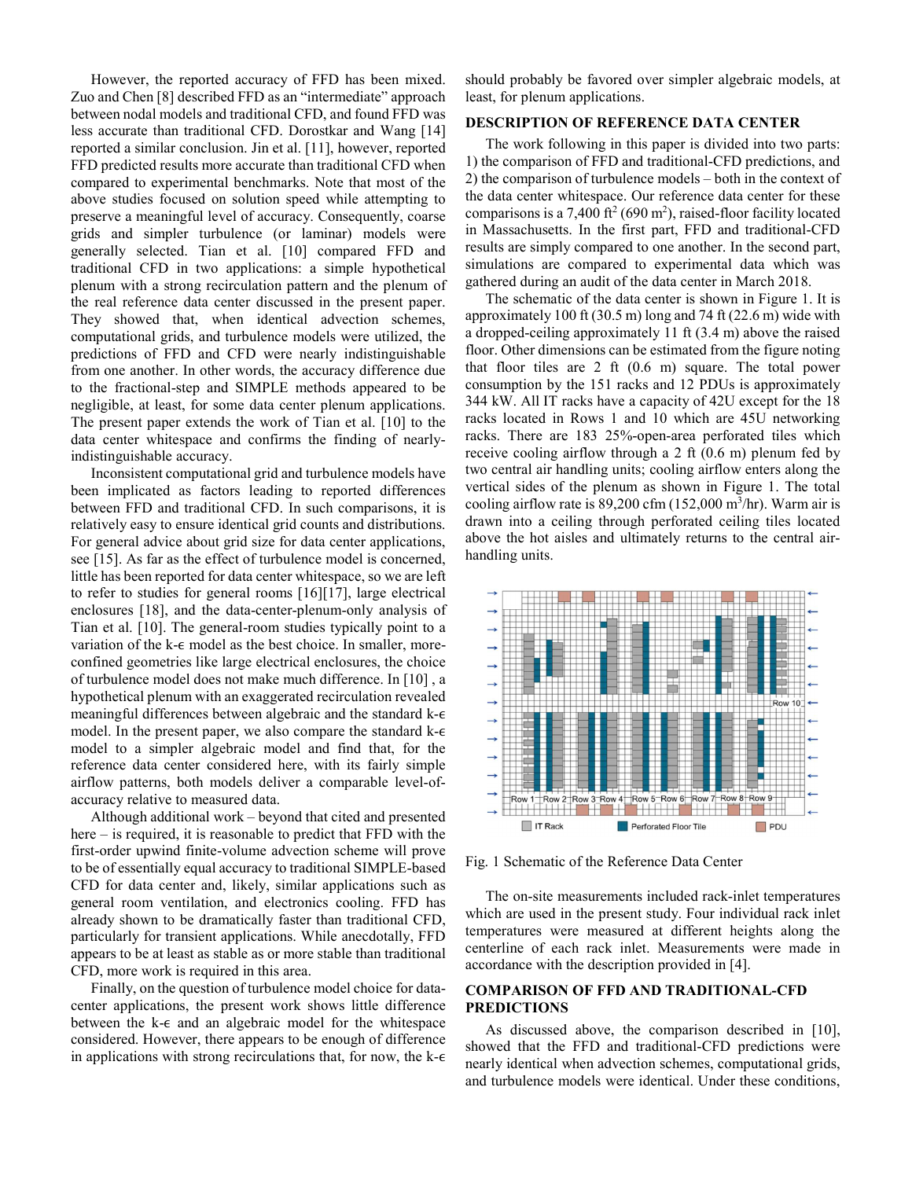However, the reported accuracy of FFD has been mixed. Zuo and Chen [8] described FFD as an "intermediate" approach between nodal models and traditional CFD, and found FFD was less accurate than traditional CFD. Dorostkar and Wang [14] reported a similar conclusion. Jin et al. [11], however, reported FFD predicted results more accurate than traditional CFD when compared to experimental benchmarks. Note that most of the above studies focused on solution speed while attempting to preserve a meaningful level of accuracy. Consequently, coarse grids and simpler turbulence (or laminar) models were generally selected. Tian et al. [10] compared FFD and traditional CFD in two applications: a simple hypothetical plenum with a strong recirculation pattern and the plenum of the real reference data center discussed in the present paper. They showed that, when identical advection schemes, computational grids, and turbulence models were utilized, the predictions of FFD and CFD were nearly indistinguishable from one another. In other words, the accuracy difference due to the fractional-step and SIMPLE methods appeared to be negligible, at least, for some data center plenum applications. The present paper extends the work of Tian et al. [10] to the data center whitespace and confirms the finding of nearly-indistinguishable accuracy.

Inconsistent computational grid and turbulence models have been implicated as factors leading to reported differences between FFD and traditional CFD. In such comparisons, it is relatively easy to ensure identical grid counts and distributions. For general advice about grid size for data center applications, see [15]. As far as the effect of turbulence model is concerned, little has been reported for data center whitespace, so we are left to refer to studies for general rooms [16][17], large electrical enclosures [18], and the data-center-plenum-only analysis of Tian et al. [10]. The general-room studies typically point to a variation of the k-$\epsilon$ model as the best choice. In smaller, more-confined geometries like large electrical enclosures, the choice of turbulence model does not make much difference. In [10] , a hypothetical plenum with an exaggerated recirculation revealed meaningful differences between algebraic and the standard k-$\epsilon$ model. In the present paper, we also compare the standard k-$\epsilon$ model to a simpler algebraic model and find that, for the reference data center considered here, with its fairly simple airflow patterns, both models deliver a comparable level-of-accuracy relative to measured data.

Although additional work – beyond that cited and presented here – is required, it is reasonable to predict that FFD with the first-order upwind finite-volume advection scheme will prove to be of essentially equal accuracy to traditional SIMPLE-based CFD for data center and, likely, similar applications such as general room ventilation, and electronics cooling. FFD has already shown to be dramatically faster than traditional CFD, particularly for transient applications. While anecdotally, FFD appears to be at least as stable as or more stable than traditional CFD, more work is required in this area.

Finally, on the question of turbulence model choice for data-center applications, the present work shows little difference between the k-$\epsilon$ and an algebraic model for the whitespace considered. However, there appears to be enough of difference in applications with strong recirculations that, for now, the k-$\epsilon$ should probably be favored over simpler algebraic models, at least, for plenum applications.

## DESCRIPTION OF REFERENCE DATA CENTER

The work following in this paper is divided into two parts: 1) the comparison of FFD and traditional-CFD predictions, and 2) the comparison of turbulence models – both in the context of the data center whitespace. Our reference data center for these comparisons is a 7,400 ft$^2$ (690 m$^2$), raised-floor facility located in Massachusetts. In the first part, FFD and traditional-CFD results are simply compared to one another. In the second part, simulations are compared to experimental data which was gathered during an audit of the data center in March 2018.

The schematic of the data center is shown in Figure 1. It is approximately 100 ft (30.5 m) long and 74 ft (22.6 m) wide with a dropped-ceiling approximately 11 ft (3.4 m) above the raised floor. Other dimensions can be estimated from the figure noting that floor tiles are 2 ft (0.6 m) square. The total power consumption by the 151 racks and 12 PDUs is approximately 344 kW. All IT racks have a capacity of 42U except for the 18 racks located in Rows 1 and 10 which are 45U networking racks. There are 183 25%-open-area perforated tiles which receive cooling airflow through a 2 ft (0.6 m) plenum fed by two central air handling units; cooling airflow enters along the vertical sides of the plenum as shown in Figure 1. The total cooling airflow rate is 89,200 cfm (152,000 m$^3$/hr). Warm air is drawn into a ceiling through perforated ceiling tiles located above the hot aisles and ultimately returns to the central air-handling units.

Fig. 1 Schematic of the Reference Data Center

The on-site measurements included rack-inlet temperatures which are used in the present study. Four individual rack inlet temperatures were measured at different heights along the centerline of each rack inlet. Measurements were made in accordance with the description provided in [4].

## COMPARISON OF FFD AND TRADITIONAL-CFD PREDICTIONS

As discussed above, the comparison described in [10], showed that the FFD and traditional-CFD predictions were nearly identical when advection schemes, computational grids, and turbulence models were identical. Under these conditions,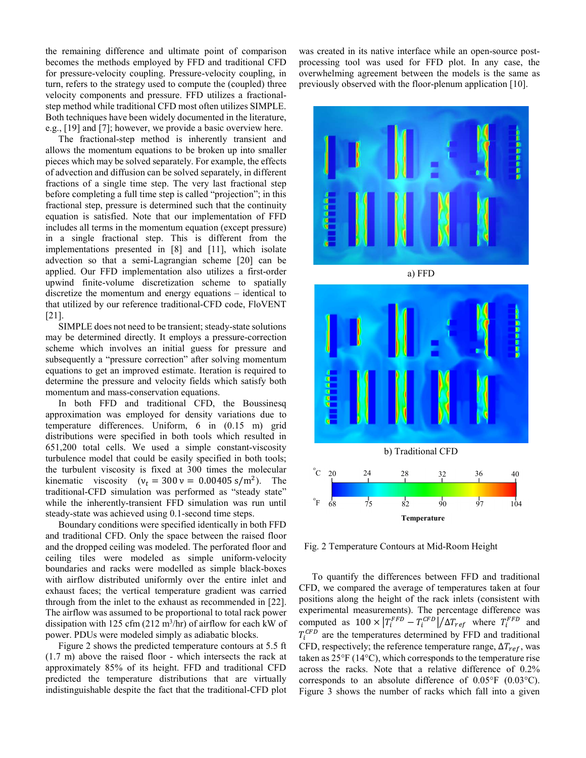the remaining difference and ultimate point of comparison becomes the methods employed by FFD and traditional CFD for pressure-velocity coupling. Pressure-velocity coupling, in turn, refers to the strategy used to compute the (coupled) three velocity components and pressure. FFD utilizes a fractional-step method while traditional CFD most often utilizes SIMPLE. Both techniques have been widely documented in the literature, e.g., [19] and [7]; however, we provide a basic overview here.

The fractional-step method is inherently transient and allows the momentum equations to be broken up into smaller pieces which may be solved separately. For example, the effects of advection and diffusion can be solved separately, in different fractions of a single time step. The very last fractional step before completing a full time step is called "projection"; in this fractional step, pressure is determined such that the continuity equation is satisfied. Note that our implementation of FFD includes all terms in the momentum equation (except pressure) in a single fractional step. This is different from the implementations presented in [8] and [11], which isolate advection so that a semi-Lagrangian scheme [20] can be applied. Our FFD implementation also utilizes a first-order upwind finite-volume discretization scheme to spatially discretize the momentum and energy equations – identical to that utilized by our reference traditional-CFD code, FloVENT [21].

SIMPLE does not need to be transient; steady-state solutions may be determined directly. It employs a pressure-correction scheme which involves an initial guess for pressure and subsequently a "pressure correction" after solving momentum equations to get an improved estimate. Iteration is required to determine the pressure and velocity fields which satisfy both momentum and mass-conservation equations.

In both FFD and traditional CFD, the Boussinesq approximation was employed for density variations due to temperature differences. Uniform, 6 in (0.15 m) grid distributions were specified in both tools which resulted in 651,200 total cells. We used a simple constant-viscosity turbulence model that could be easily specified in both tools; the turbulent viscosity is fixed at 300 times the molecular kinematic viscosity ($\nu_t = 300\,\nu = 0.00405\ \mathrm{s/m^2}$). The traditional-CFD simulation was performed as "steady state" while the inherently-transient FFD simulation was run until steady-state was achieved using 0.1-second time steps.

Boundary conditions were specified identically in both FFD and traditional CFD. Only the space between the raised floor and the dropped ceiling was modeled. The perforated floor and ceiling tiles were modeled as simple uniform-velocity boundaries and racks were modelled as simple black-boxes with airflow distributed uniformly over the entire inlet and exhaust faces; the vertical temperature gradient was carried through from the inlet to the exhaust as recommended in [22]. The airflow was assumed to be proportional to total rack power dissipation with 125 cfm (212 $m^3$/hr) of airflow for each kW of power. PDUs were modeled simply as adiabatic blocks.

Figure 2 shows the predicted temperature contours at 5.5 ft (1.7 m) above the raised floor - which intersects the rack at approximately 85% of its height. FFD and traditional CFD predicted the temperature distributions that are virtually indistinguishable despite the fact that the traditional-CFD plot was created in its native interface while an open-source post-processing tool was used for FFD plot. In any case, the overwhelming agreement between the models is the same as previously observed with the floor-plenum application [10].

a) FFD

b) Traditional CFD

Fig. 2 Temperature Contours at Mid-Room Height

To quantify the differences between FFD and traditional CFD, we compared the average of temperatures taken at four positions along the height of the rack inlets (consistent with experimental measurements). The percentage difference was computed as $100 \times \left|T_i^{FFD} - T_i^{CFD}\right| / \Delta T_{ref}$ where $T_i^{FFD}$ and $T_i^{CFD}$ are the temperatures determined by FFD and traditional CFD, respectively; the reference temperature range, $\Delta T_{ref}$, was taken as 25°F (14°C), which corresponds to the temperature rise across the racks. Note that a relative difference of 0.2% corresponds to an absolute difference of 0.05°F (0.03°C). Figure 3 shows the number of racks which fall into a given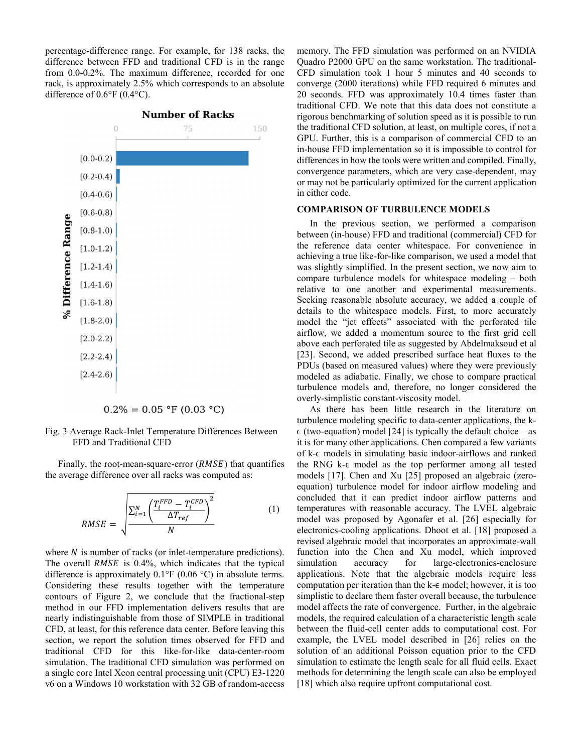percentage-difference range. For example, for 138 racks, the difference between FFD and traditional CFD is in the range from 0.0-0.2%. The maximum difference, recorded for one rack, is approximately 2.5% which corresponds to an absolute difference of 0.6°F (0.4°C).

Fig. 3 Average Rack-Inlet Temperature Differences Between FFD and Traditional CFD

Finally, the root-mean-square-error ($RMSE$) that quantifies the average difference over all racks was computed as:

$$RMSE = \sqrt{\frac{\sum_{i=1}^{N}\left(\frac{T_i^{FFD} - T_i^{CFD}}{\Delta T_{ref}}\right)^2}{N}} \tag{1}$$

where $N$ is number of racks (or inlet-temperature predictions). The overall $RMSE$ is 0.4%, which indicates that the typical difference is approximately 0.1°F (0.06 °C) in absolute terms. Considering these results together with the temperature contours of Figure 2, we conclude that the fractional-step method in our FFD implementation delivers results that are nearly indistinguishable from those of SIMPLE in traditional CFD, at least, for this reference data center. Before leaving this section, we report the solution times observed for FFD and traditional CFD for this like-for-like data-center-room simulation. The traditional CFD simulation was performed on a single core Intel Xeon central processing unit (CPU) E3-1220 v6 on a Windows 10 workstation with 32 GB of random-access memory. The FFD simulation was performed on an NVIDIA Quadro P2000 GPU on the same workstation. The traditional-CFD simulation took 1 hour 5 minutes and 40 seconds to converge (2000 iterations) while FFD required 6 minutes and 20 seconds. FFD was approximately 10.4 times faster than traditional CFD. We note that this data does not constitute a rigorous benchmarking of solution speed as it is possible to run the traditional CFD solution, at least, on multiple cores, if not a GPU. Further, this is a comparison of commercial CFD to an in-house FFD implementation so it is impossible to control for differences in how the tools were written and compiled. Finally, convergence parameters, which are very case-dependent, may or may not be particularly optimized for the current application in either code.

## COMPARISON OF TURBULENCE MODELS

In the previous section, we performed a comparison between (in-house) FFD and traditional (commercial) CFD for the reference data center whitespace. For convenience in achieving a true like-for-like comparison, we used a model that was slightly simplified. In the present section, we now aim to compare turbulence models for whitespace modeling – both relative to one another and experimental measurements. Seeking reasonable absolute accuracy, we added a couple of details to the whitespace models. First, to more accurately model the "jet effects" associated with the perforated tile airflow, we added a momentum source to the first grid cell above each perforated tile as suggested by Abdelmaksoud et al [23]. Second, we added prescribed surface heat fluxes to the PDUs (based on measured values) where they were previously modeled as adiabatic. Finally, we chose to compare practical turbulence models and, therefore, no longer considered the overly-simplistic constant-viscosity model.

As there has little research in the literature on turbulence modeling specific to data-center applications, the k-$\epsilon$ (two-equation) model [24] is typically the default choice – as it is for many other applications. Chen compared a few variants of k-$\epsilon$ models in simulating basic indoor-airflows and ranked the RNG k-$\epsilon$ model as the top performer among all tested models [17]. Chen and Xu [25] proposed an algebraic (zero-equation) turbulence model for indoor airflow modeling and concluded that it can predict indoor airflow patterns and temperatures with reasonable accuracy. The LVEL algebraic model was proposed by Agonafer et al. [26] especially for electronics-cooling applications. Dhoot et al. [18] proposed a revised algebraic model that incorporates an approximate-wall function into the Chen and Xu model, which improved simulation accuracy for large-electronics-enclosure applications. Note that the algebraic models require less computation per iteration than the k-$\epsilon$ model; however, it is too simplistic to declare them faster overall because, the turbulence model affects the rate of convergence. Further, in the algebraic models, the required calculation of a characteristic length scale between the fluid-cell center adds to computational cost. For example, the LVEL model described in [26] relies on the solution of an additional Poisson equation prior to the CFD simulation to estimate the length scale for all fluid cells. Exact methods for determining the length scale can also be employed [18] which also require upfront computational cost.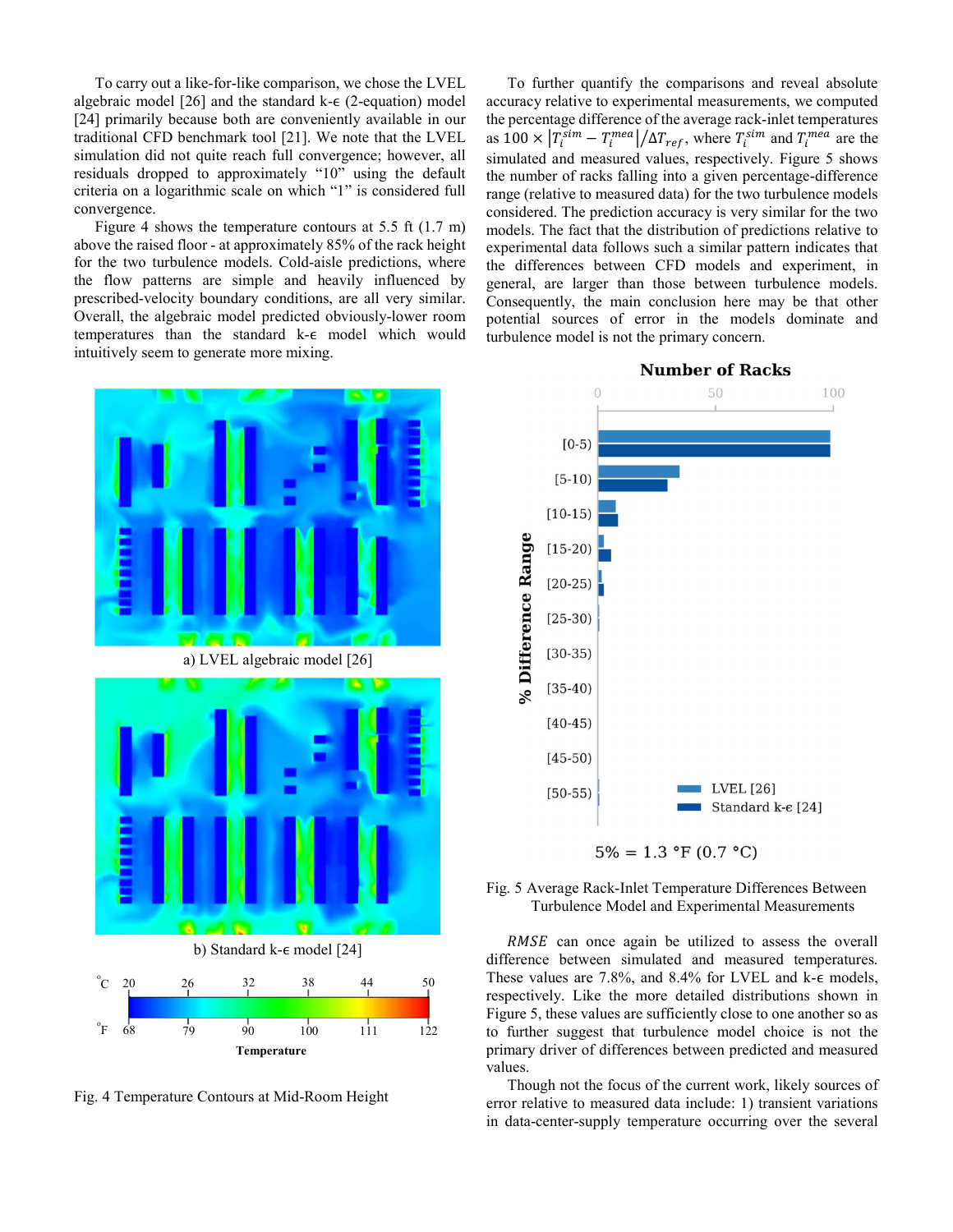To carry out a like-for-like comparison, we chose the LVEL algebraic model [26] and the standard k-ϵ (2-equation) model [24] primarily because both are conveniently available in our traditional CFD benchmark tool [21]. We note that the LVEL simulation did not quite reach full convergence; however, all residuals dropped to approximately "10" using the default criteria on a logarithmic scale on which "1" is considered full convergence.

Figure 4 shows the temperature contours at 5.5 ft (1.7 m) above the raised floor - at approximately 85% of the rack height for the two turbulence models. Cold-aisle predictions, where the flow patterns are simple and heavily influenced by prescribed-velocity boundary conditions, are all very similar. Overall, the algebraic model predicted obviously-lower room temperatures than the standard k-ϵ model which would intuitively seem to generate more mixing.

a) LVEL algebraic model [26]

b) Standard k-ϵ model [24]

Fig. 4 Temperature Contours at Mid-Room Height

To further quantify the comparisons and reveal absolute accuracy relative to experimental measurements, we computed the percentage difference of the average rack-inlet temperatures as $100 \times |T_i^{sim} - T_i^{mea}| / \Delta T_{ref}$, where $T_i^{sim}$ and $T_i^{mea}$ are the simulated and measured values, respectively. Figure 5 shows the number of racks falling into a given percentage-difference range (relative to measured data) for the two turbulence models considered. The prediction accuracy is very similar for the two models. The fact that the distribution of predictions relative to experimental data follows such a similar pattern indicates that the differences between CFD models and experiment, in general, are larger than those between turbulence models. Consequently, the main conclusion here may be that other potential sources of error in the models dominate and turbulence model is not the primary concern.

5% = 1.3 °F (0.7 °C)

Fig. 5 Average Rack-Inlet Temperature Differences Between Turbulence Model and Experimental Measurements

*RMSE* can once again be utilized to assess the overall difference between simulated and measured temperatures. These values are 7.8%, and 8.4% for LVEL and k-ϵ models, respectively. Like the more detailed distributions shown in Figure 5, these values are sufficiently close to one another so as to further suggest that turbulence model choice is not the primary driver of differences between predicted and measured values.

Though not the focus of the current work, likely sources of error relative to measured data include: 1) transient variations in data-center-supply temperature occurring over the several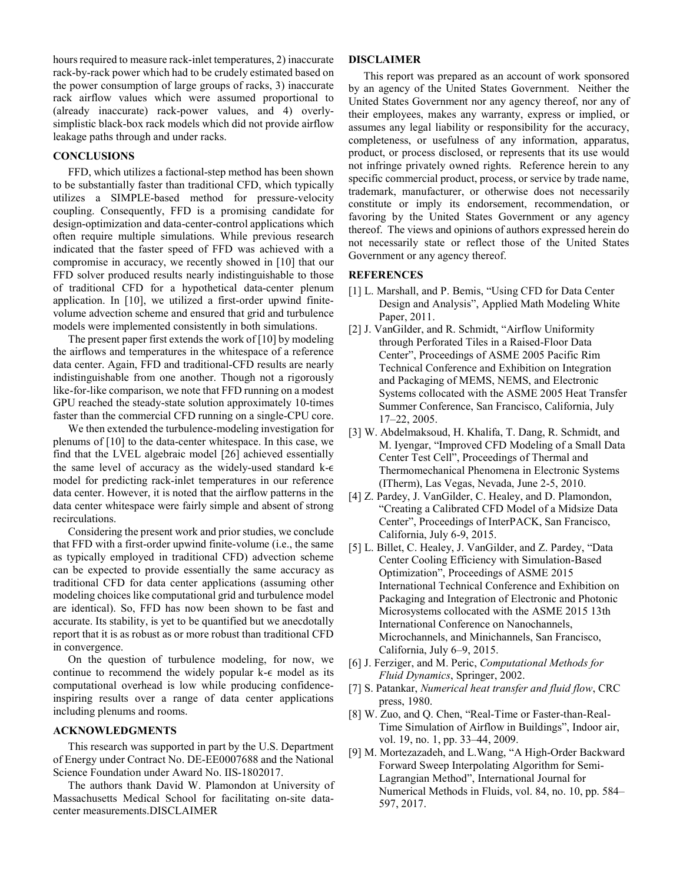hours required to measure rack-inlet temperatures, 2) inaccurate rack-by-rack power which had to be crudely estimated based on the power consumption of large groups of racks, 3) inaccurate rack airflow values which were assumed proportional to (already inaccurate) rack-power values, and 4) overly-simplistic black-box rack models which did not provide airflow leakage paths through and under racks.

## CONCLUSIONS

FFD, which utilizes a factional-step method has been shown to be substantially faster than traditional CFD, which typically utilizes a SIMPLE-based method for pressure-velocity coupling. Consequently, FFD is a promising candidate for design-optimization and data-center-control applications which often require multiple simulations. While previous research indicated that the faster speed of FFD was achieved with a compromise in accuracy, we recently showed in [10] that our FFD solver produced results nearly indistinguishable to those of traditional CFD for a hypothetical data-center plenum application. In [10], we utilized a first-order upwind finite-volume advection scheme and ensured that grid and turbulence models were implemented consistently in both simulations.

The present paper first extends the work of [10] by modeling the airflows and temperatures in the whitespace of a reference data center. Again, FFD and traditional-CFD results are nearly indistinguishable from one another. Though not a rigorously like-for-like comparison, we note that FFD running on a modest GPU reached the steady-state solution approximately 10-times faster than the commercial CFD running on a single-CPU core.

We then extended the turbulence-modeling investigation for plenums of [10] to the data-center whitespace. In this case, we find that the LVEL algebraic model [26] achieved essentially the same level of accuracy as the widely-used standard k-$\epsilon$ model for predicting rack-inlet temperatures in our reference data center. However, it is noted that the airflow patterns in the data center whitespace were fairly simple and absent of strong recirculations.

Considering the present work and prior studies, we conclude that FFD with a first-order upwind finite-volume (i.e., the same as typically employed in traditional CFD) advection scheme can be expected to provide essentially the same accuracy as traditional CFD for data center applications (assuming other modeling choices like computational grid and turbulence model are identical). So, FFD has now been shown to be fast and accurate. Its stability, is yet to be quantified but we anecdotally report that it is as robust as or more robust than traditional CFD in convergence.

On the question of turbulence modeling, for now, we continue to recommend the widely popular k-$\epsilon$ model as its computational overhead is low while producing confidence-inspiring results over a range of data center applications including plenums and rooms.

## ACKNOWLEDGMENTS

This research was supported in part by the U.S. Department of Energy under Contract No. DE-EE0007688 and the National Science Foundation under Award No. IIS-1802017.

The authors thank David W. Plamondon at University of Massachusetts Medical School for facilitating on-site data-center measurements.DISCLAIMER

## DISCLAIMER

This report was prepared as an account of work sponsored by an agency of the United States Government. Neither the United States Government nor any agency thereof, nor any of their employees, makes any warranty, express or implied, or assumes any legal liability or responsibility for the accuracy, completeness, or usefulness of any information, apparatus, product, or process disclosed, or represents that its use would not infringe privately owned rights. Reference herein to any specific commercial product, process, or service by trade name, trademark, manufacturer, or otherwise does not necessarily constitute or imply its endorsement, recommendation, or favoring by the United States Government or any agency thereof. The views and opinions of authors expressed herein do not necessarily state or reflect those of the United States Government or any agency thereof.

## REFERENCES

[1] L. Marshall, and P. Bemis, "Using CFD for Data Center Design and Analysis", Applied Math Modeling White Paper, 2011.

[2] J. VanGilder, and R. Schmidt, "Airflow Uniformity through Perforated Tiles in a Raised-Floor Data Center", Proceedings of ASME 2005 Pacific Rim Technical Conference and Exhibition on Integration and Packaging of MEMS, NEMS, and Electronic Systems collocated with the ASME 2005 Heat Transfer Summer Conference, San Francisco, California, July 17–22, 2005.

[3] W. Abdelmaksoud, H. Khalifa, T. Dang, R. Schmidt, and M. Iyengar, "Improved CFD Modeling of a Small Data Center Test Cell", Proceedings of Thermal and Thermomechanical Phenomena in Electronic Systems (ITherm), Las Vegas, Nevada, June 2-5, 2010.

[4] Z. Pardey, J. VanGilder, C. Healey, and D. Plamondon, "Creating a Calibrated CFD Model of a Midsize Data Center", Proceedings of InterPACK, San Francisco, California, July 6-9, 2015.

[5] L. Billet, C. Healey, J. VanGilder, and Z. Pardey, "Data Center Cooling Efficiency with Simulation-Based Optimization", Proceedings of ASME 2015 International Technical Conference and Exhibition on Packaging and Integration of Electronic and Photonic Microsystems collocated with the ASME 2015 13th International Conference on Nanochannels, Microchannels, and Minichannels, San Francisco, California, July 6–9, 2015.

[6] J. Ferziger, and M. Peric, *Computational Methods for Fluid Dynamics*, Springer, 2002.

[7] S. Patankar, *Numerical heat transfer and fluid flow*, CRC press, 1980.

[8] W. Zuo, and Q. Chen, "Real-Time or Faster-than-Real-Time Simulation of Airflow in Buildings", Indoor air, vol. 19, no. 1, pp. 33–44, 2009.

[9] M. Mortezazadeh, and L.Wang, "A High-Order Backward Forward Sweep Interpolating Algorithm for Semi-Lagrangian Method", International Journal for Numerical Methods in Fluids, vol. 84, no. 10, pp. 584–597, 2017.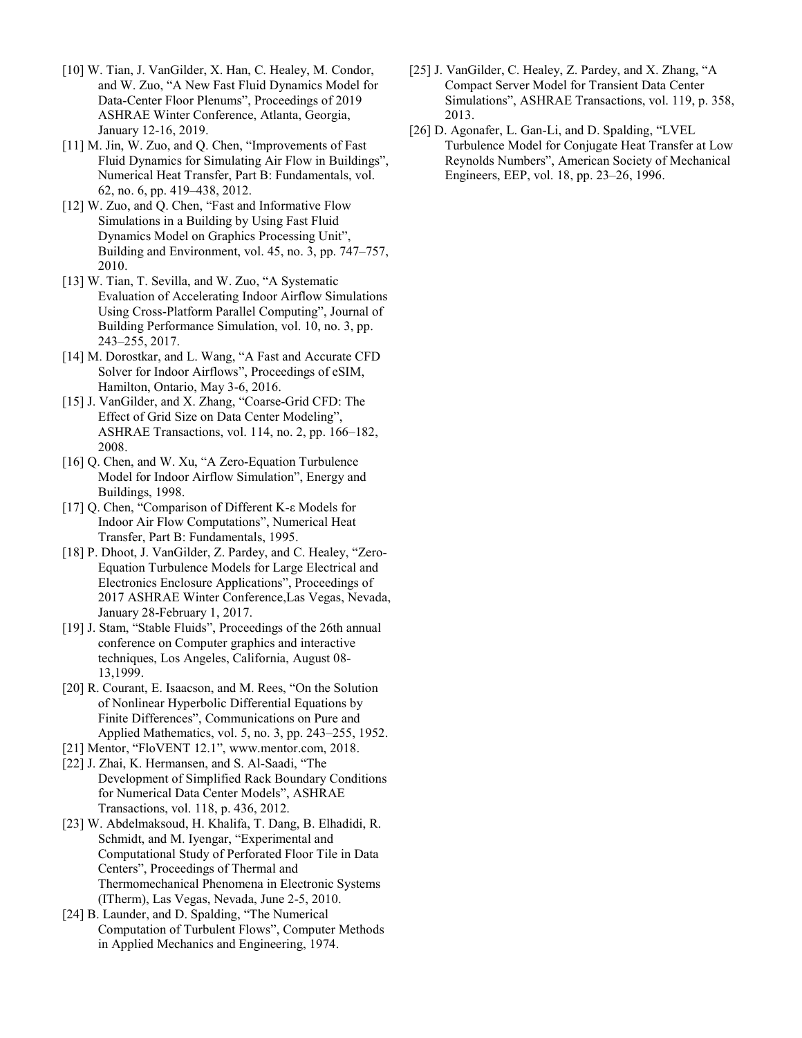[10] W. Tian, J. VanGilder, X. Han, C. Healey, M. Condor, and W. Zuo, "A New Fast Fluid Dynamics Model for Data-Center Floor Plenums", Proceedings of 2019 ASHRAE Winter Conference, Atlanta, Georgia, January 12-16, 2019.

[11] M. Jin, W. Zuo, and Q. Chen, "Improvements of Fast Fluid Dynamics for Simulating Air Flow in Buildings", Numerical Heat Transfer, Part B: Fundamentals, vol. 62, no. 6, pp. 419–438, 2012.

[12] W. Zuo, and Q. Chen, "Fast and Informative Flow Simulations in a Building by Using Fast Fluid Dynamics Model on Graphics Processing Unit", Building and Environment, vol. 45, no. 3, pp. 747–757, 2010.

[13] W. Tian, T. Sevilla, and W. Zuo, "A Systematic Evaluation of Accelerating Indoor Airflow Simulations Using Cross-Platform Parallel Computing", Journal of Building Performance Simulation, vol. 10, no. 3, pp. 243–255, 2017.

[14] M. Dorostkar, and L. Wang, "A Fast and Accurate CFD Solver for Indoor Airflows", Proceedings of eSIM, Hamilton, Ontario, May 3-6, 2016.

[15] J. VanGilder, and X. Zhang, "Coarse-Grid CFD: The Effect of Grid Size on Data Center Modeling", ASHRAE Transactions, vol. 114, no. 2, pp. 166–182, 2008.

[16] Q. Chen, and W. Xu, "A Zero-Equation Turbulence Model for Indoor Airflow Simulation", Energy and Buildings, 1998.

[17] Q. Chen, "Comparison of Different K-ε Models for Indoor Air Flow Computations", Numerical Heat Transfer, Part B: Fundamentals, 1995.

[18] P. Dhoot, J. VanGilder, Z. Pardey, and C. Healey, "Zero-Equation Turbulence Models for Large Electrical and Electronics Enclosure Applications", Proceedings of 2017 ASHRAE Winter Conference,Las Vegas, Nevada, January 28-February 1, 2017.

[19] J. Stam, "Stable Fluids", Proceedings of the 26th annual conference on Computer graphics and interactive techniques, Los Angeles, California, August 08-13,1999.

[20] R. Courant, E. Isaacson, and M. Rees, "On the Solution of Nonlinear Hyperbolic Differential Equations by Finite Differences", Communications on Pure and Applied Mathematics, vol. 5, no. 3, pp. 243–255, 1952.

[21] Mentor, "FloVENT 12.1", www.mentor.com, 2018.

[22] J. Zhai, K. Hermansen, and S. Al-Saadi, "The Development of Simplified Rack Boundary Conditions for Numerical Data Center Models", ASHRAE Transactions, vol. 118, p. 436, 2012.

[23] W. Abdelmaksoud, H. Khalifa, T. Dang, B. Elhadidi, R. Schmidt, and M. Iyengar, "Experimental and Computational Study of Perforated Floor Tile in Data Centers", Proceedings of Thermal and Thermomechanical Phenomena in Electronic Systems (ITherm), Las Vegas, Nevada, June 2-5, 2010.

[24] B. Launder, and D. Spalding, "The Numerical Computation of Turbulent Flows", Computer Methods in Applied Mechanics and Engineering, 1974.

[25] J. VanGilder, C. Healey, Z. Pardey, and X. Zhang, "A Compact Server Model for Transient Data Center Simulations", ASHRAE Transactions, vol. 119, p. 358, 2013.

[26] D. Agonafer, L. Gan-Li, and D. Spalding, "LVEL Turbulence Model for Conjugate Heat Transfer at Low Reynolds Numbers", American Society of Mechanical Engineers, EEP, vol. 18, pp. 23–26, 1996.